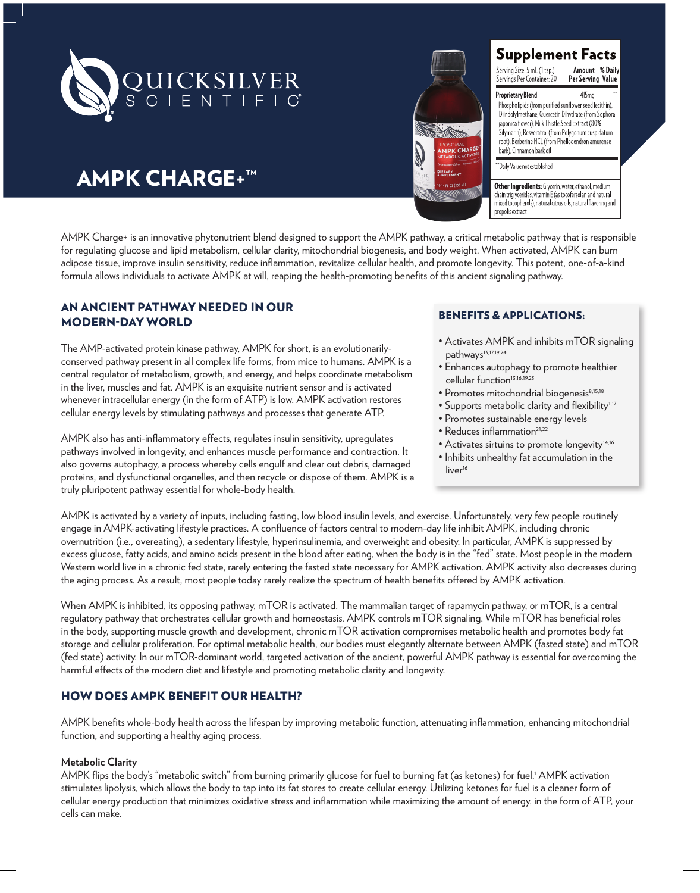# QUICKSILVER SCIENTIFIC

# AMPK CHARGE+™

## Supplement Facts

Serving Size: 5 mL (1 tsp.)
Servings Per Container: 20

| | Amount Per Serving | % Daily Value |
|---|---|---|
| **Proprietary Blend** | 415mg | ** |
| Phospholipids (from purified sunflower seed lecithin), Diindolylmethane, Quercetin Dihydrate (from Sophora japonica flower), Milk Thistle Seed Extract (80% Silymarin), Resveratrol (from Polygonum cuspidatum root), Berberine HCL (from Phellodendron amurense bark), Cinnamon bark oil | | |

**Daily Value not established

**Other Ingredients:** Glycerin, water, ethanol, medium chain triglycerides, vitamin E (as tocofersolan and natural mixed tocopherols), natural citrus oils, natural flavoring and propolis extract

AMPK Charge+ is an innovative phytonutrient blend designed to support the AMPK pathway, a critical metabolic pathway that is responsible for regulating glucose and lipid metabolism, cellular clarity, mitochondrial biogenesis, and body weight. When activated, AMPK can burn adipose tissue, improve insulin sensitivity, reduce inflammation, revitalize cellular health, and promote longevity. This potent, one-of-a-kind formula allows individuals to activate AMPK at will, reaping the health-promoting benefits of this ancient signaling pathway.

## AN ANCIENT PATHWAY NEEDED IN OUR MODERN-DAY WORLD

The AMP-activated protein kinase pathway, AMPK for short, is an evolutionarily-conserved pathway present in all complex life forms, from mice to humans. AMPK is a central regulator of metabolism, growth, and energy, and helps coordinate metabolism in the liver, muscles and fat. AMPK is an exquisite nutrient sensor and is activated whenever intracellular energy (in the form of ATP) is low. AMPK activation restores cellular energy levels by stimulating pathways and processes that generate ATP.

AMPK also has anti-inflammatory effects, regulates insulin sensitivity, upregulates pathways involved in longevity, and enhances muscle performance and contraction. It also governs autophagy, a process whereby cells engulf and clear out debris, damaged proteins, and dysfunctional organelles, and then recycle or dispose of them. AMPK is a truly pluripotent pathway essential for whole-body health.

## BENEFITS & APPLICATIONS:

- Activates AMPK and inhibits mTOR signaling pathways[13,17,19,24]
- Enhances autophagy to promote healthier cellular function[13,16,19,23]
- Promotes mitochondrial biogenesis[8,15,18]
- Supports metabolic clarity and flexibility[1,17]
- Promotes sustainable energy levels
- Reduces inflammation[21,22]
- Activates sirtuins to promote longevity[14,16]
- Inhibits unhealthy fat accumulation in the liver[16]

AMPK is activated by a variety of inputs, including fasting, low blood insulin levels, and exercise. Unfortunately, very few people routinely engage in AMPK-activating lifestyle practices. A confluence of factors central to modern-day life inhibit AMPK, including chronic overnutrition (i.e., overeating), a sedentary lifestyle, hyperinsulinemia, and overweight and obesity. In particular, AMPK is suppressed by excess glucose, fatty acids, and amino acids present in the blood after eating, when the body is in the "fed" state. Most people in the modern Western world live in a chronic fed state, rarely entering the fasted state necessary for AMPK activation. AMPK activity also decreases during the aging process. As a result, most people today rarely realize the spectrum of health benefits offered by AMPK activation.

When AMPK is inhibited, its opposing pathway, mTOR is activated. The mammalian target of rapamycin pathway, or mTOR, is a central regulatory pathway that orchestrates cellular growth and homeostasis. AMPK controls mTOR signaling. While mTOR has beneficial roles in the body, supporting muscle growth and development, chronic mTOR activation compromises metabolic health and promotes body fat storage and cellular proliferation. For optimal metabolic health, our bodies must elegantly alternate between AMPK (fasted state) and mTOR (fed state) activity. In our mTOR-dominant world, targeted activation of the ancient, powerful AMPK pathway is essential for overcoming the harmful effects of the modern diet and lifestyle and promoting metabolic clarity and longevity.

## HOW DOES AMPK BENEFIT OUR HEALTH?

AMPK benefits whole-body health across the lifespan by improving metabolic function, attenuating inflammation, enhancing mitochondrial function, and supporting a healthy aging process.

**Metabolic Clarity**

AMPK flips the body's "metabolic switch" from burning primarily glucose for fuel to burning fat (as ketones) for fuel.[1] AMPK activation stimulates lipolysis, which allows the body to tap into its fat stores to create cellular energy. Utilizing ketones for fuel is a cleaner form of cellular energy production that minimizes oxidative stress and inflammation while maximizing the amount of energy, in the form of ATP, your cells can make.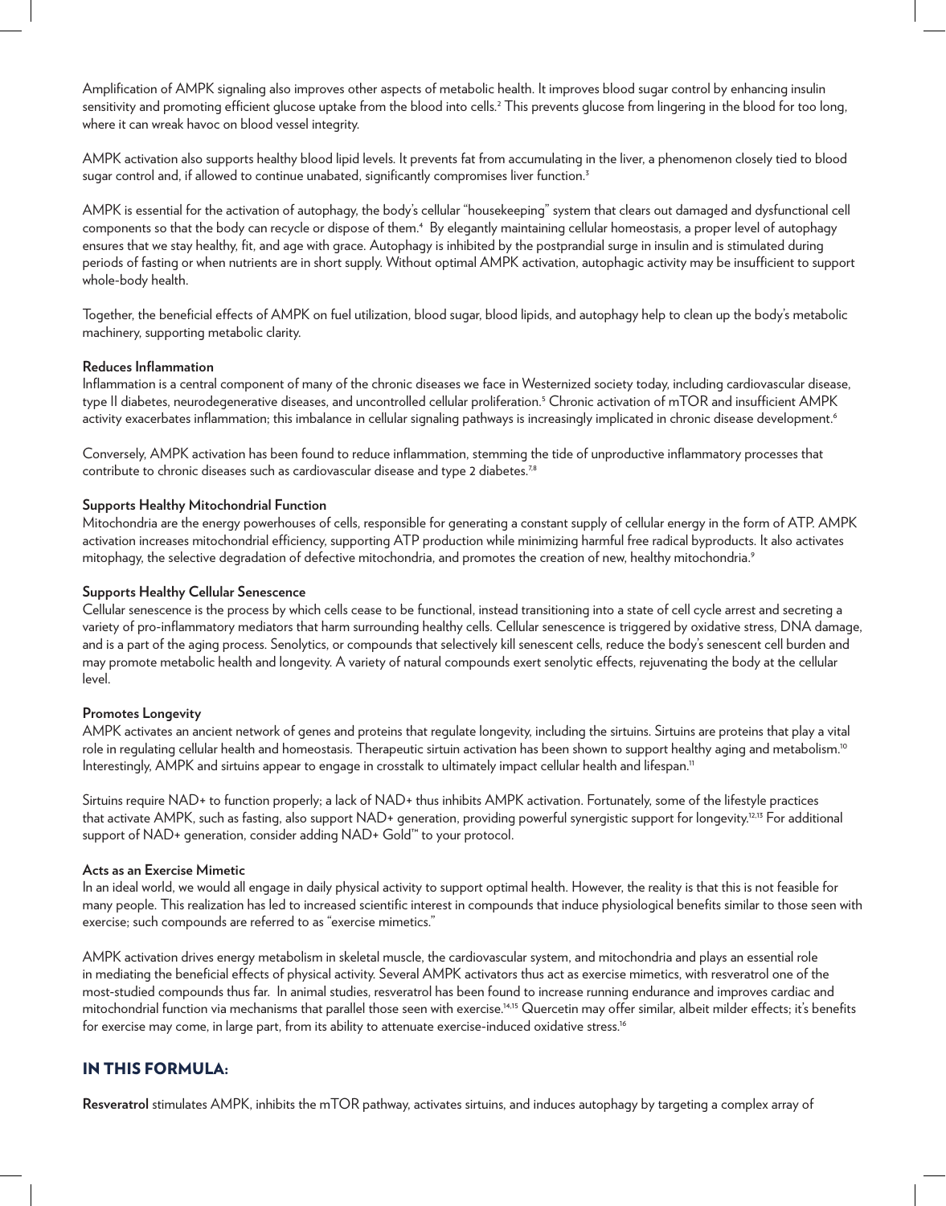Amplification of AMPK signaling also improves other aspects of metabolic health. It improves blood sugar control by enhancing insulin sensitivity and promoting efficient glucose uptake from the blood into cells.[2] This prevents glucose from lingering in the blood for too long, where it can wreak havoc on blood vessel integrity.

AMPK activation also supports healthy blood lipid levels. It prevents fat from accumulating in the liver, a phenomenon closely tied to blood sugar control and, if allowed to continue unabated, significantly compromises liver function.[3]

AMPK is essential for the activation of autophagy, the body's cellular "housekeeping" system that clears out damaged and dysfunctional cell components so that the body can recycle or dispose of them.[4] By elegantly maintaining cellular homeostasis, a proper level of autophagy ensures that we stay healthy, fit, and age with grace. Autophagy is inhibited by the postprandial surge in insulin and is stimulated during periods of fasting or when nutrients are in short supply. Without optimal AMPK activation, autophagic activity may be insufficient to support whole-body health.

Together, the beneficial effects of AMPK on fuel utilization, blood sugar, blood lipids, and autophagy help to clean up the body's metabolic machinery, supporting metabolic clarity.

**Reduces Inflammation**

Inflammation is a central component of many of the chronic diseases we face in Westernized society today, including cardiovascular disease, type II diabetes, neurodegenerative diseases, and uncontrolled cellular proliferation.[5] Chronic activation of mTOR and insufficient AMPK activity exacerbates inflammation; this imbalance in cellular signaling pathways is increasingly implicated in chronic disease development.[6]

Conversely, AMPK activation has been found to reduce inflammation, stemming the tide of unproductive inflammatory processes that contribute to chronic diseases such as cardiovascular disease and type 2 diabetes.[7,8]

**Supports Healthy Mitochondrial Function**

Mitochondria are the energy powerhouses of cells, responsible for generating a constant supply of cellular energy in the form of ATP. AMPK activation increases mitochondrial efficiency, supporting ATP production while minimizing harmful free radical byproducts. It also activates mitophagy, the selective degradation of defective mitochondria, and promotes the creation of new, healthy mitochondria.[9]

**Supports Healthy Cellular Senescence**

Cellular senescence is the process by which cells cease to be functional, instead transitioning into a state of cell cycle arrest and secreting a variety of pro-inflammatory mediators that harm surrounding healthy cells. Cellular senescence is triggered by oxidative stress, DNA damage, and is a part of the aging process. Senolytics, or compounds that selectively kill senescent cells, reduce the body's senescent cell burden and may promote metabolic health and longevity. A variety of natural compounds exert senolytic effects, rejuvenating the body at the cellular level.

**Promotes Longevity**

AMPK activates an ancient network of genes and proteins that regulate longevity, including the sirtuins. Sirtuins are proteins that play a vital role in regulating cellular health and homeostasis. Therapeutic sirtuin activation has been shown to support healthy aging and metabolism.[10] Interestingly, AMPK and sirtuins appear to engage in crosstalk to ultimately impact cellular health and lifespan.[11]

Sirtuins require NAD+ to function properly; a lack of NAD+ thus inhibits AMPK activation. Fortunately, some of the lifestyle practices that activate AMPK, such as fasting, also support NAD+ generation, providing powerful synergistic support for longevity.[12,13] For additional support of NAD+ generation, consider adding NAD+ Gold™ to your protocol.

**Acts as an Exercise Mimetic**

In an ideal world, we would all engage in daily physical activity to support optimal health. However, the reality is that this is not feasible for many people. This realization has led to increased scientific interest in compounds that induce physiological benefits similar to those seen with exercise; such compounds are referred to as "exercise mimetics."

AMPK activation drives energy metabolism in skeletal muscle, the cardiovascular system, and mitochondria and plays an essential role in mediating the beneficial effects of physical activity. Several AMPK activators thus act as exercise mimetics, with resveratrol one of the most-studied compounds thus far. In animal studies, resveratrol has been found to increase running endurance and improves cardiac and mitochondrial function via mechanisms that parallel those seen with exercise.[14,15] Quercetin may offer similar, albeit milder effects; it's benefits for exercise may come, in large part, from its ability to attenuate exercise-induced oxidative stress.[16]

## IN THIS FORMULA:

**Resveratrol** stimulates AMPK, inhibits the mTOR pathway, activates sirtuins, and induces autophagy by targeting a complex array of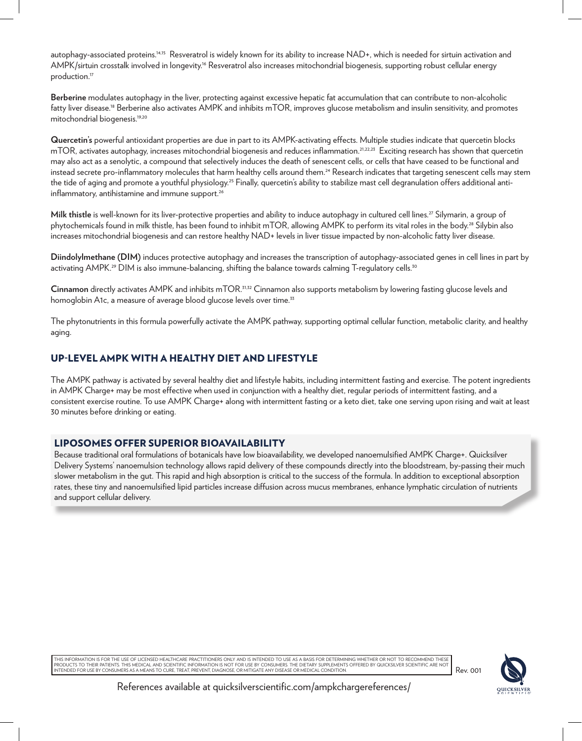autophagy-associated proteins.[14,15] Resveratrol is widely known for its ability to increase NAD+, which is needed for sirtuin activation and AMPK/sirtuin crosstalk involved in longevity.[16] Resveratrol also increases mitochondrial biogenesis, supporting robust cellular energy production.[17]

**Berberine** modulates autophagy in the liver, protecting against excessive hepatic fat accumulation that can contribute to non-alcoholic fatty liver disease.[18] Berberine also activates AMPK and inhibits mTOR, improves glucose metabolism and insulin sensitivity, and promotes mitochondrial biogenesis.[19,20]

**Quercetin's** powerful antioxidant properties are due in part to its AMPK-activating effects. Multiple studies indicate that quercetin blocks mTOR, activates autophagy, increases mitochondrial biogenesis and reduces inflammation.[21,22,23] Exciting research has shown that quercetin may also act as a senolytic, a compound that selectively induces the death of senescent cells, or cells that have ceased to be functional and instead secrete pro-inflammatory molecules that harm healthy cells around them.[24] Research indicates that targeting senescent cells may stem the tide of aging and promote a youthful physiology.[25] Finally, quercetin's ability to stabilize mast cell degranulation offers additional anti-inflammatory, antihistamine and immune support.[26]

**Milk thistle** is well-known for its liver-protective properties and ability to induce autophagy in cultured cell lines.[27] Silymarin, a group of phytochemicals found in milk thistle, has been found to inhibit mTOR, allowing AMPK to perform its vital roles in the body.[28] Silybin also increases mitochondrial biogenesis and can restore healthy NAD+ levels in liver tissue impacted by non-alcoholic fatty liver disease.

**Diindolylmethane (DIM)** induces protective autophagy and increases the transcription of autophagy-associated genes in cell lines in part by activating AMPK.[29] DIM is also immune-balancing, shifting the balance towards calming T-regulatory cells.[30]

**Cinnamon** directly activates AMPK and inhibits mTOR.[31,32] Cinnamon also supports metabolism by lowering fasting glucose levels and homoglobin A1c, a measure of average blood glucose levels over time.[33]

The phytonutrients in this formula powerfully activate the AMPK pathway, supporting optimal cellular function, metabolic clarity, and healthy aging.

## UP-LEVEL AMPK WITH A HEALTHY DIET AND LIFESTYLE

The AMPK pathway is activated by several healthy diet and lifestyle habits, including intermittent fasting and exercise. The potent ingredients in AMPK Charge+ may be most effective when used in conjunction with a healthy diet, regular periods of intermittent fasting, and a consistent exercise routine. To use AMPK Charge+ along with intermittent fasting or a keto diet, take one serving upon rising and wait at least 30 minutes before drinking or eating.

## LIPOSOMES OFFER SUPERIOR BIOAVAILABILITY

Because traditional oral formulations of botanicals have low bioavailability, we developed nanoemulsified AMPK Charge+. Quicksilver Delivery Systems' nanoemulsion technology allows rapid delivery of these compounds directly into the bloodstream, by-passing their much slower metabolism in the gut. This rapid and high absorption is critical to the success of the formula. In addition to exceptional absorption rates, these tiny and nanoemulsified lipid particles increase diffusion across mucus membranes, enhance lymphatic circulation of nutrients and support cellular delivery.

THIS INFORMATION IS FOR THE USE OF LICENSED HEALTHCARE PRACTITIONERS ONLY AND IS INTENDED TO USE AS A BASIS FOR DETERMINING WHETHER OR NOT TO RECOMMEND THESE PRODUCTS TO THEIR PATIENTS. THIS MEDICAL AND SCIENTIFIC INFORMATION IS NOT FOR USE BY CONSUMERS. THE DIETARY SUPPLEMENTS OFFERED BY QUICKSILVER SCIENTIFIC ARE NOT INTENDED FOR USE BY CONSUMERS AS A MEANS TO CURE, TREAT, PREVENT, DIAGNOSE, OR MITIGATE ANY DISEASE OR MEDICAL CONDITION.

Rev. 001

References available at quicksilverscientific.com/ampkchargereferences/